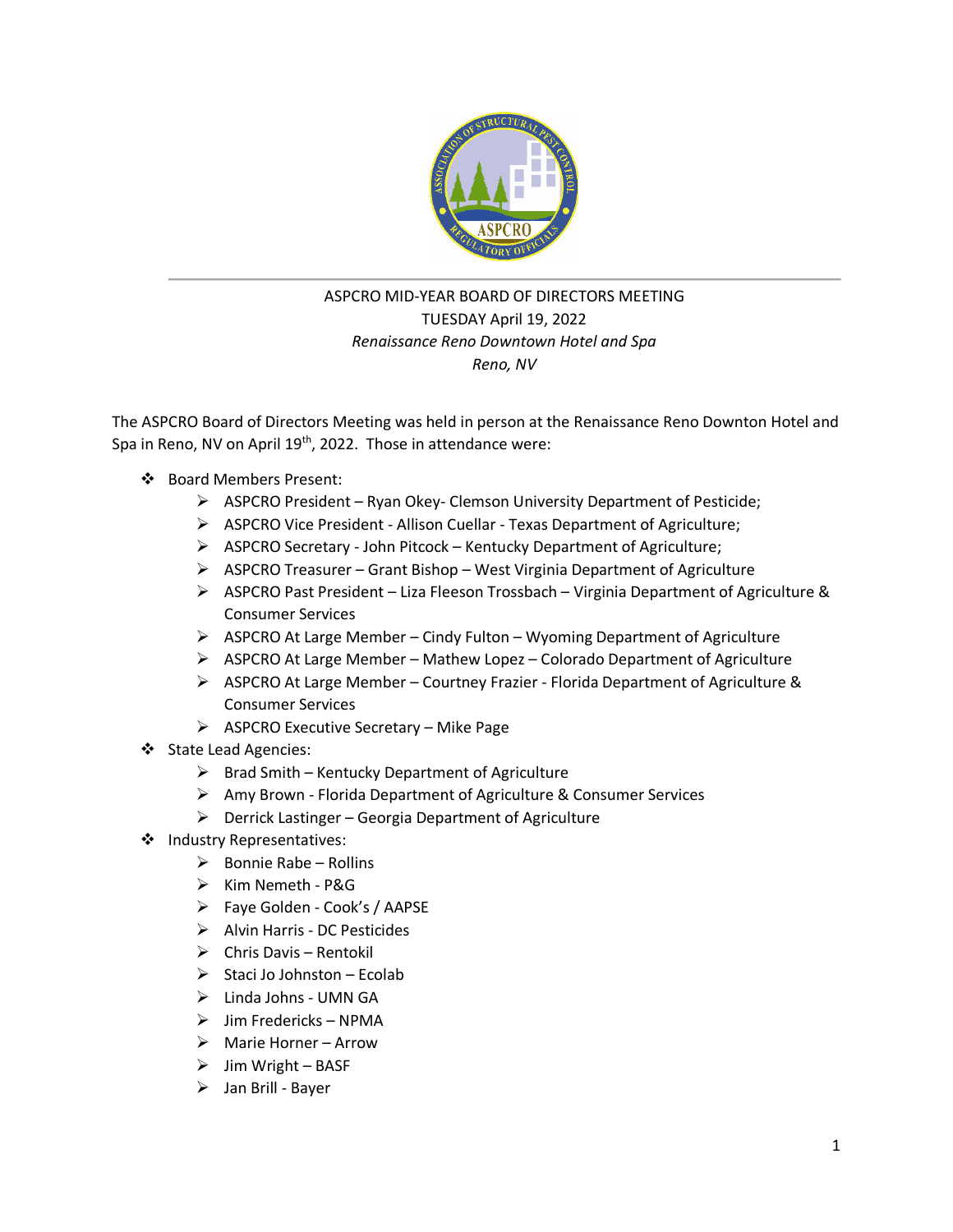ASPCRO MID-YEAR BOARD OF DIRECTORS MEETING
TUESDAY April 19, 2022
*Renaissance Reno Downtown Hotel and Spa*
*Reno, NV*

The ASPCRO Board of Directors Meeting was held in person at the Renaissance Reno Downton Hotel and Spa in Reno, NV on April 19th, 2022. Those in attendance were:

- Board Members Present:
  - ASPCRO President – Ryan Okey- Clemson University Department of Pesticide;
  - ASPCRO Vice President - Allison Cuellar - Texas Department of Agriculture;
  - ASPCRO Secretary - John Pitcock – Kentucky Department of Agriculture;
  - ASPCRO Treasurer – Grant Bishop – West Virginia Department of Agriculture
  - ASPCRO Past President – Liza Fleeson Trossbach – Virginia Department of Agriculture & Consumer Services
  - ASPCRO At Large Member – Cindy Fulton – Wyoming Department of Agriculture
  - ASPCRO At Large Member – Mathew Lopez – Colorado Department of Agriculture
  - ASPCRO At Large Member – Courtney Frazier - Florida Department of Agriculture & Consumer Services
  - ASPCRO Executive Secretary – Mike Page
- State Lead Agencies:
  - Brad Smith – Kentucky Department of Agriculture
  - Amy Brown - Florida Department of Agriculture & Consumer Services
  - Derrick Lastinger – Georgia Department of Agriculture
- Industry Representatives:
  - Bonnie Rabe – Rollins
  - Kim Nemeth - P&G
  - Faye Golden - Cook's / AAPSE
  - Alvin Harris - DC Pesticides
  - Chris Davis – Rentokil
  - Staci Jo Johnston – Ecolab
  - Linda Johns - UMN GA
  - Jim Fredericks – NPMA
  - Marie Horner – Arrow
  - Jim Wright – BASF
  - Jan Brill - Bayer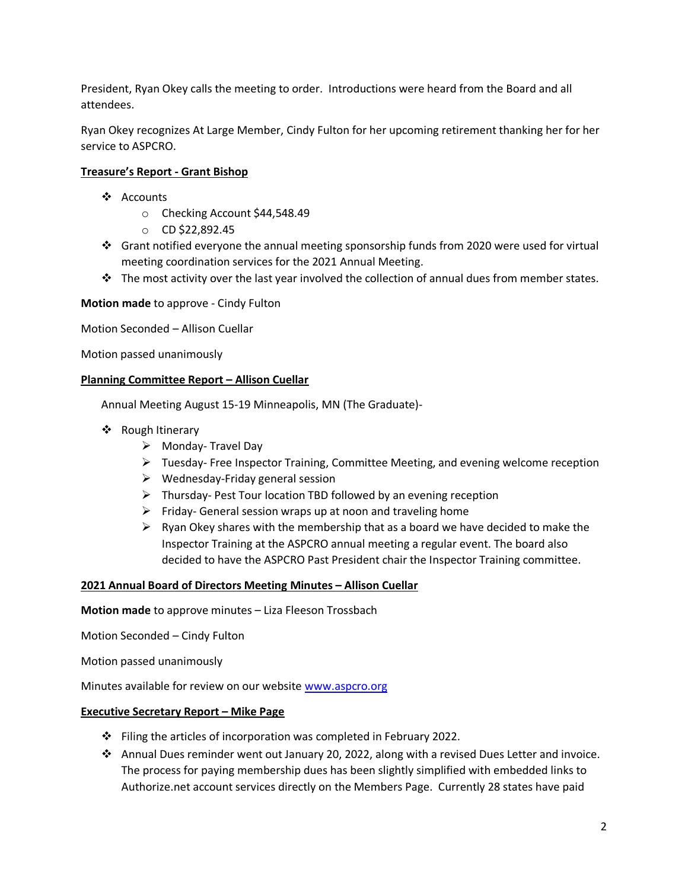President, Ryan Okey calls the meeting to order. Introductions were heard from the Board and all attendees.

Ryan Okey recognizes At Large Member, Cindy Fulton for her upcoming retirement thanking her for her service to ASPCRO.

**Treasure's Report - Grant Bishop**

- Accounts
  - Checking Account $44,548.49
  - CD $22,892.45
- Grant notified everyone the annual meeting sponsorship funds from 2020 were used for virtual meeting coordination services for the 2021 Annual Meeting.
- The most activity over the last year involved the collection of annual dues from member states.

**Motion made** to approve - Cindy Fulton

Motion Seconded – Allison Cuellar

Motion passed unanimously

**Planning Committee Report – Allison Cuellar**

Annual Meeting August 15-19 Minneapolis, MN (The Graduate)-

- Rough Itinerary
  - Monday- Travel Day
  - Tuesday- Free Inspector Training, Committee Meeting, and evening welcome reception
  - Wednesday-Friday general session
  - Thursday- Pest Tour location TBD followed by an evening reception
  - Friday- General session wraps up at noon and traveling home
  - Ryan Okey shares with the membership that as a board we have decided to make the Inspector Training at the ASPCRO annual meeting a regular event. The board also decided to have the ASPCRO Past President chair the Inspector Training committee.

**2021 Annual Board of Directors Meeting Minutes – Allison Cuellar**

**Motion made** to approve minutes – Liza Fleeson Trossbach

Motion Seconded – Cindy Fulton

Motion passed unanimously

Minutes available for review on our website www.aspcro.org

**Executive Secretary Report – Mike Page**

- Filing the articles of incorporation was completed in February 2022.
- Annual Dues reminder went out January 20, 2022, along with a revised Dues Letter and invoice. The process for paying membership dues has been slightly simplified with embedded links to Authorize.net account services directly on the Members Page. Currently 28 states have paid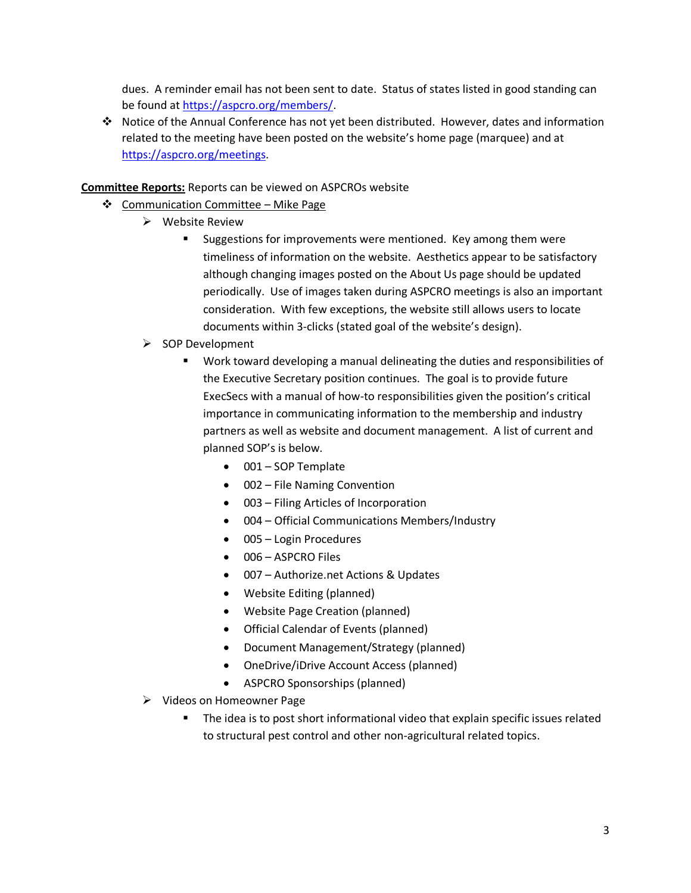dues. A reminder email has not been sent to date. Status of states listed in good standing can be found at https://aspcro.org/members/.

- Notice of the Annual Conference has not yet been distributed. However, dates and information related to the meeting have been posted on the website's home page (marquee) and at https://aspcro.org/meetings.

**Committee Reports:** Reports can be viewed on ASPCROs website

- Communication Committee – Mike Page
  - Website Review
    - Suggestions for improvements were mentioned. Key among them were timeliness of information on the website. Aesthetics appear to be satisfactory although changing images posted on the About Us page should be updated periodically. Use of images taken during ASPCRO meetings is also an important consideration. With few exceptions, the website still allows users to locate documents within 3-clicks (stated goal of the website's design).
  - SOP Development
    - Work toward developing a manual delineating the duties and responsibilities of the Executive Secretary position continues. The goal is to provide future ExecSecs with a manual of how-to responsibilities given the position's critical importance in communicating information to the membership and industry partners as well as website and document management. A list of current and planned SOP's is below.
      - 001 – SOP Template
      - 002 – File Naming Convention
      - 003 – Filing Articles of Incorporation
      - 004 – Official Communications Members/Industry
      - 005 – Login Procedures
      - 006 – ASPCRO Files
      - 007 – Authorize.net Actions & Updates
      - Website Editing (planned)
      - Website Page Creation (planned)
      - Official Calendar of Events (planned)
      - Document Management/Strategy (planned)
      - OneDrive/iDrive Account Access (planned)
      - ASPCRO Sponsorships (planned)
  - Videos on Homeowner Page
    - The idea is to post short informational video that explain specific issues related to structural pest control and other non-agricultural related topics.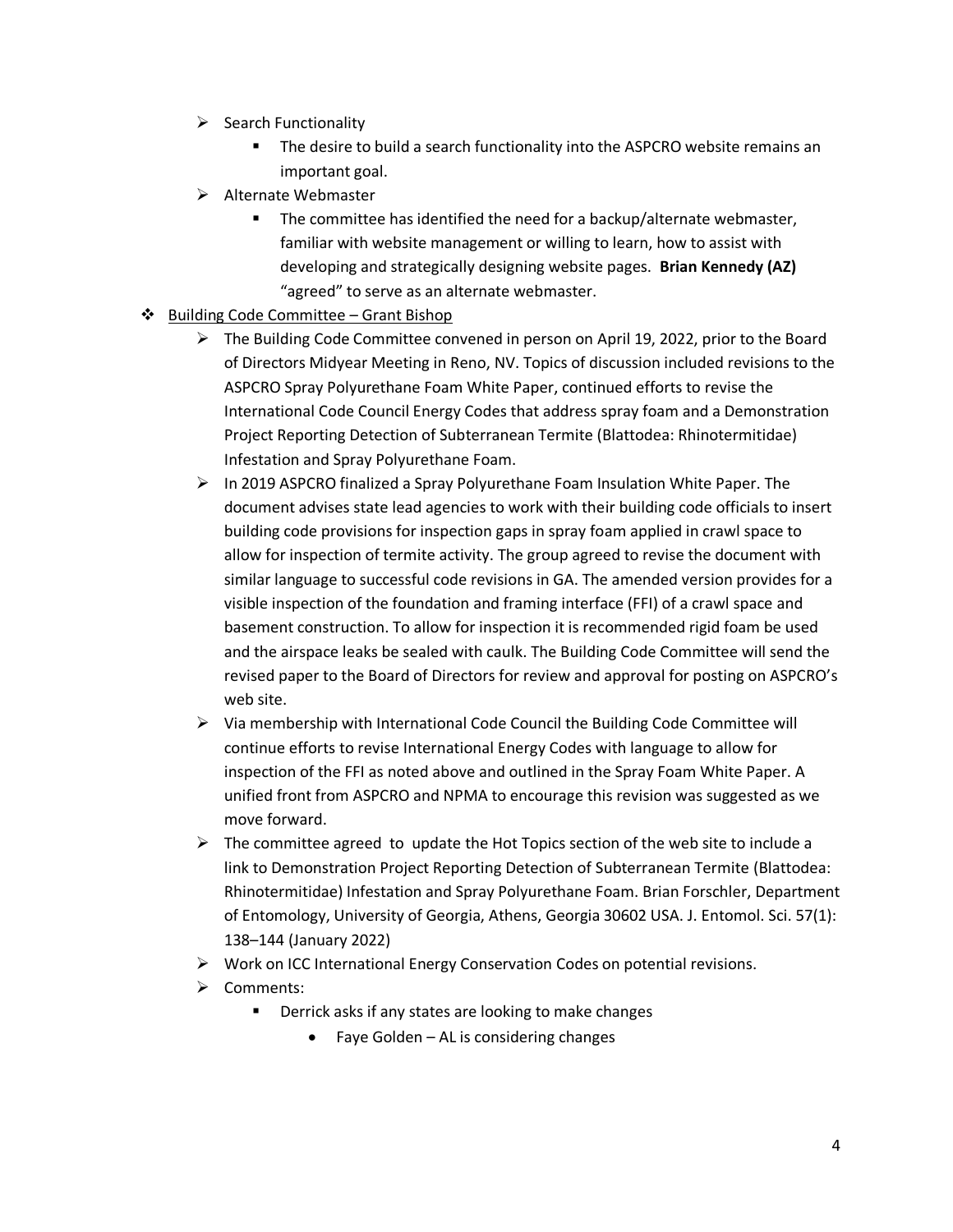- Search Functionality
  - The desire to build a search functionality into the ASPCRO website remains an important goal.
- Alternate Webmaster
  - The committee has identified the need for a backup/alternate webmaster, familiar with website management or willing to learn, how to assist with developing and strategically designing website pages. **Brian Kennedy (AZ)** "agreed" to serve as an alternate webmaster.

- Building Code Committee – Grant Bishop
  - The Building Code Committee convened in person on April 19, 2022, prior to the Board of Directors Midyear Meeting in Reno, NV. Topics of discussion included revisions to the ASPCRO Spray Polyurethane Foam White Paper, continued efforts to revise the International Code Council Energy Codes that address spray foam and a Demonstration Project Reporting Detection of Subterranean Termite (Blattodea: Rhinotermitidae) Infestation and Spray Polyurethane Foam.
  - In 2019 ASPCRO finalized a Spray Polyurethane Foam Insulation White Paper. The document advises state lead agencies to work with their building code officials to insert building code provisions for inspection gaps in spray foam applied in crawl space to allow for inspection of termite activity. The group agreed to revise the document with similar language to successful code revisions in GA. The amended version provides for a visible inspection of the foundation and framing interface (FFI) of a crawl space and basement construction. To allow for inspection it is recommended rigid foam be used and the airspace leaks be sealed with caulk. The Building Code Committee will send the revised paper to the Board of Directors for review and approval for posting on ASPCRO's web site.
  - Via membership with International Code Council the Building Code Committee will continue efforts to revise International Energy Codes with language to allow for inspection of the FFI as noted above and outlined in the Spray Foam White Paper. A unified front from ASPCRO and NPMA to encourage this revision was suggested as we move forward.
  - The committee agreed to update the Hot Topics section of the web site to include a link to Demonstration Project Reporting Detection of Subterranean Termite (Blattodea: Rhinotermitidae) Infestation and Spray Polyurethane Foam. Brian Forschler, Department of Entomology, University of Georgia, Athens, Georgia 30602 USA. J. Entomol. Sci. 57(1): 138–144 (January 2022)
  - Work on ICC International Energy Conservation Codes on potential revisions.
  - Comments:
    - Derrick asks if any states are looking to make changes
      - Faye Golden – AL is considering changes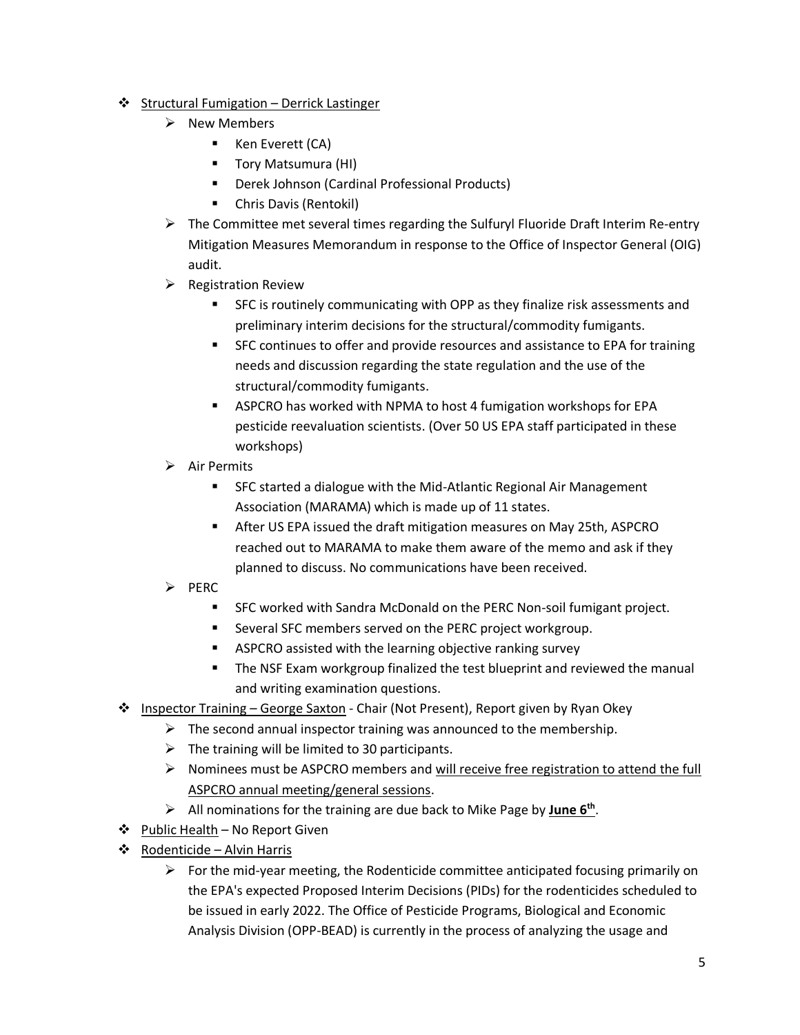- Structural Fumigation – Derrick Lastinger
  - New Members
    - Ken Everett (CA)
    - Tory Matsumura (HI)
    - Derek Johnson (Cardinal Professional Products)
    - Chris Davis (Rentokil)
  - The Committee met several times regarding the Sulfuryl Fluoride Draft Interim Re-entry Mitigation Measures Memorandum in response to the Office of Inspector General (OIG) audit.
  - Registration Review
    - SFC is routinely communicating with OPP as they finalize risk assessments and preliminary interim decisions for the structural/commodity fumigants.
    - SFC continues to offer and provide resources and assistance to EPA for training needs and discussion regarding the state regulation and the use of the structural/commodity fumigants.
    - ASPCRO has worked with NPMA to host 4 fumigation workshops for EPA pesticide reevaluation scientists. (Over 50 US EPA staff participated in these workshops)
  - Air Permits
    - SFC started a dialogue with the Mid-Atlantic Regional Air Management Association (MARAMA) which is made up of 11 states.
    - After US EPA issued the draft mitigation measures on May 25th, ASPCRO reached out to MARAMA to make them aware of the memo and ask if they planned to discuss. No communications have been received.
  - PERC
    - SFC worked with Sandra McDonald on the PERC Non-soil fumigant project.
    - Several SFC members served on the PERC project workgroup.
    - ASPCRO assisted with the learning objective ranking survey
    - The NSF Exam workgroup finalized the test blueprint and reviewed the manual and writing examination questions.
- Inspector Training – George Saxton - Chair (Not Present), Report given by Ryan Okey
  - The second annual inspector training was announced to the membership.
  - The training will be limited to 30 participants.
  - Nominees must be ASPCRO members and will receive free registration to attend the full ASPCRO annual meeting/general sessions.
  - All nominations for the training are due back to Mike Page by **June 6th**.
- Public Health – No Report Given
- Rodenticide – Alvin Harris
  - For the mid-year meeting, the Rodenticide committee anticipated focusing primarily on the EPA's expected Proposed Interim Decisions (PIDs) for the rodenticides scheduled to be issued in early 2022. The Office of Pesticide Programs, Biological and Economic Analysis Division (OPP-BEAD) is currently in the process of analyzing the usage and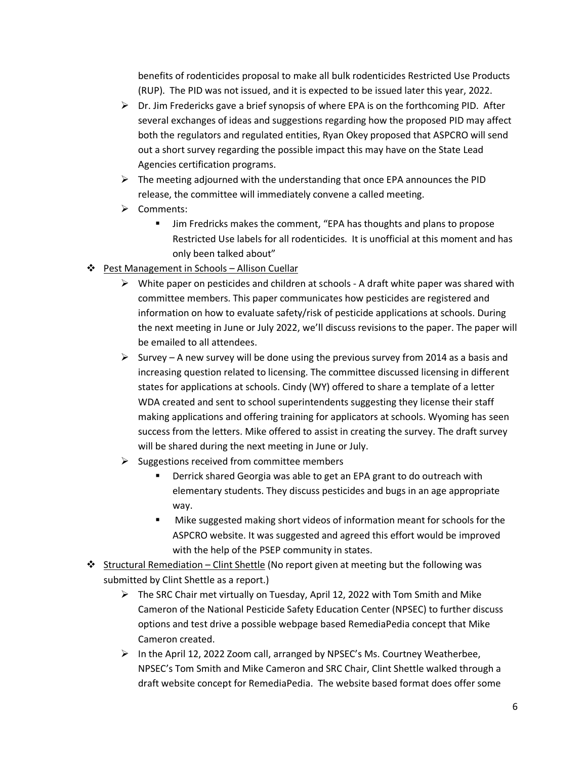benefits of rodenticides proposal to make all bulk rodenticides Restricted Use Products (RUP). The PID was not issued, and it is expected to be issued later this year, 2022.

- Dr. Jim Fredericks gave a brief synopsis of where EPA is on the forthcoming PID. After several exchanges of ideas and suggestions regarding how the proposed PID may affect both the regulators and regulated entities, Ryan Okey proposed that ASPCRO will send out a short survey regarding the possible impact this may have on the State Lead Agencies certification programs.
- The meeting adjourned with the understanding that once EPA announces the PID release, the committee will immediately convene a called meeting.
- Comments:
  - Jim Fredricks makes the comment, "EPA has thoughts and plans to propose Restricted Use labels for all rodenticides. It is unofficial at this moment and has only been talked about"

- <u>Pest Management in Schools – Allison Cuellar</u>
  - White paper on pesticides and children at schools - A draft white paper was shared with committee members. This paper communicates how pesticides are registered and information on how to evaluate safety/risk of pesticide applications at schools. During the next meeting in June or July 2022, we'll discuss revisions to the paper. The paper will be emailed to all attendees.
  - Survey – A new survey will be done using the previous survey from 2014 as a basis and increasing question related to licensing. The committee discussed licensing in different states for applications at schools. Cindy (WY) offered to share a template of a letter WDA created and sent to school superintendents suggesting they license their staff making applications and offering training for applicators at schools. Wyoming has seen success from the letters. Mike offered to assist in creating the survey. The draft survey will be shared during the next meeting in June or July.
  - Suggestions received from committee members
    - Derrick shared Georgia was able to get an EPA grant to do outreach with elementary students. They discuss pesticides and bugs in an age appropriate way.
    - Mike suggested making short videos of information meant for schools for the ASPCRO website. It was suggested and agreed this effort would be improved with the help of the PSEP community in states.

- <u>Structural Remediation – Clint Shettle</u> (No report given at meeting but the following was submitted by Clint Shettle as a report.)
  - The SRC Chair met virtually on Tuesday, April 12, 2022 with Tom Smith and Mike Cameron of the National Pesticide Safety Education Center (NPSEC) to further discuss options and test drive a possible webpage based RemediaPedia concept that Mike Cameron created.
  - In the April 12, 2022 Zoom call, arranged by NPSEC's Ms. Courtney Weatherbee, NPSEC's Tom Smith and Mike Cameron and SRC Chair, Clint Shettle walked through a draft website concept for RemediaPedia. The website based format does offer some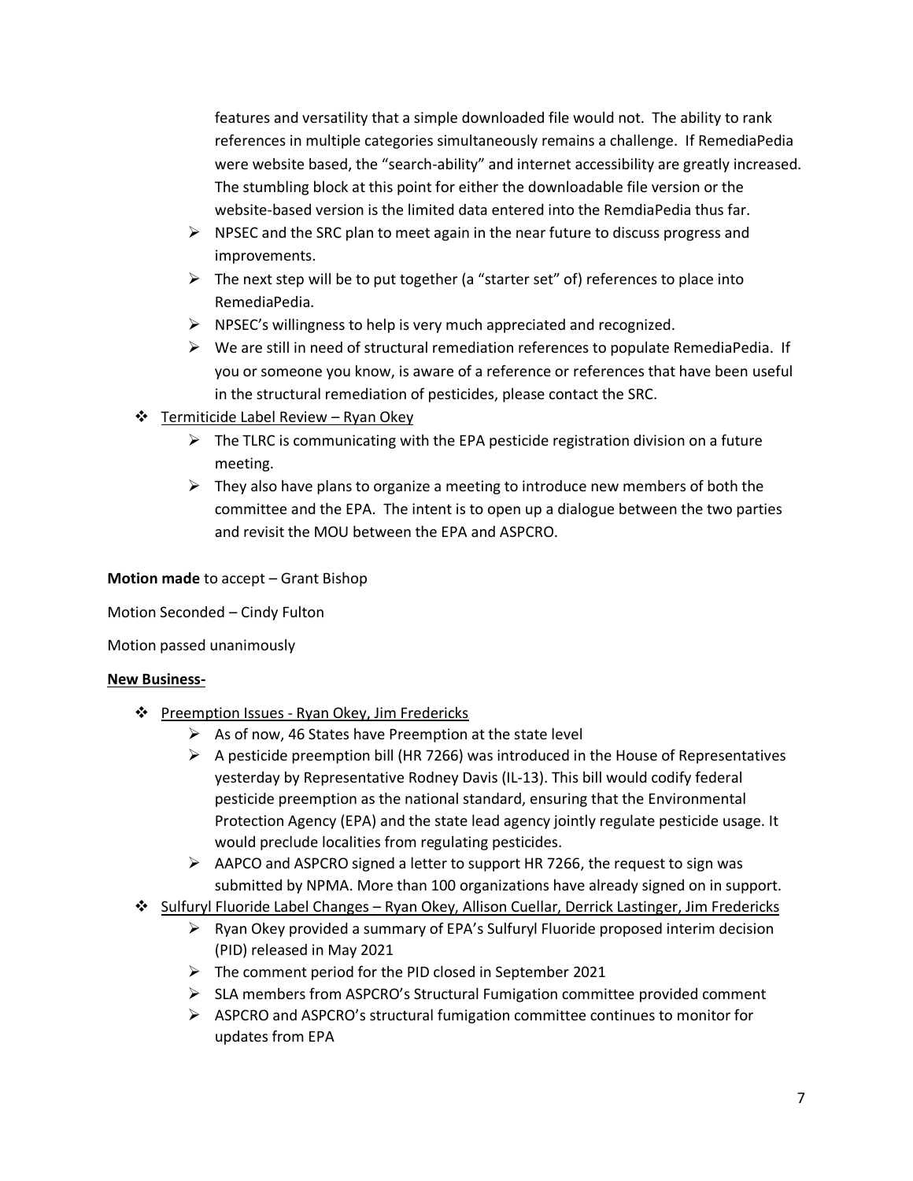features and versatility that a simple downloaded file would not. The ability to rank references in multiple categories simultaneously remains a challenge. If RemediaPedia were website based, the "search-ability" and internet accessibility are greatly increased. The stumbling block at this point for either the downloadable file version or the website-based version is the limited data entered into the RemdiaPedia thus far.

- NPSEC and the SRC plan to meet again in the near future to discuss progress and improvements.
- The next step will be to put together (a "starter set" of) references to place into RemediaPedia.
- NPSEC's willingness to help is very much appreciated and recognized.
- We are still in need of structural remediation references to populate RemediaPedia. If you or someone you know, is aware of a reference or references that have been useful in the structural remediation of pesticides, please contact the SRC.

- Termiticide Label Review – Ryan Okey
  - The TLRC is communicating with the EPA pesticide registration division on a future meeting.
  - They also have plans to organize a meeting to introduce new members of both the committee and the EPA. The intent is to open up a dialogue between the two parties and revisit the MOU between the EPA and ASPCRO.

**Motion made** to accept – Grant Bishop

Motion Seconded – Cindy Fulton

Motion passed unanimously

**New Business-**

- Preemption Issues - Ryan Okey, Jim Fredericks
  - As of now, 46 States have Preemption at the state level
  - A pesticide preemption bill (HR 7266) was introduced in the House of Representatives yesterday by Representative Rodney Davis (IL-13). This bill would codify federal pesticide preemption as the national standard, ensuring that the Environmental Protection Agency (EPA) and the state lead agency jointly regulate pesticide usage. It would preclude localities from regulating pesticides.
  - AAPCO and ASPCRO signed a letter to support HR 7266, the request to sign was submitted by NPMA. More than 100 organizations have already signed on in support.
- Sulfuryl Fluoride Label Changes – Ryan Okey, Allison Cuellar, Derrick Lastinger, Jim Fredericks
  - Ryan Okey provided a summary of EPA's Sulfuryl Fluoride proposed interim decision (PID) released in May 2021
  - The comment period for the PID closed in September 2021
  - SLA members from ASPCRO's Structural Fumigation committee provided comment
  - ASPCRO and ASPCRO's structural fumigation committee continues to monitor for updates from EPA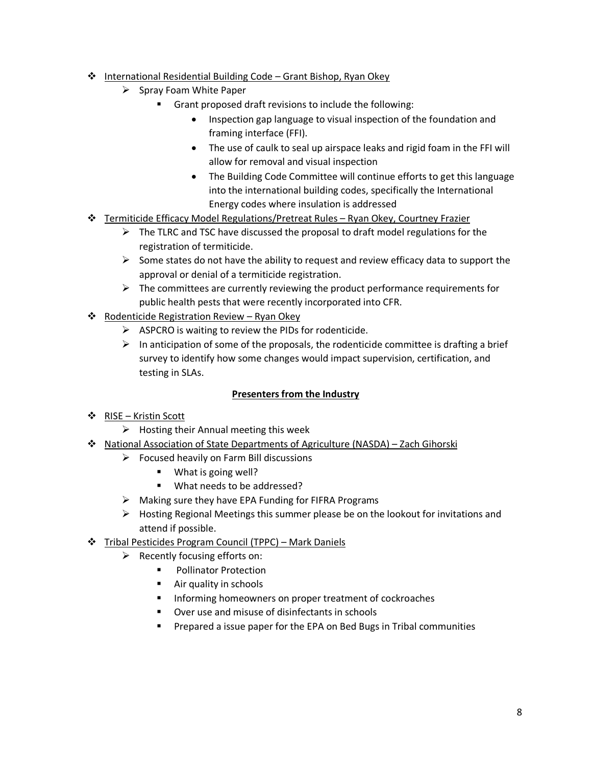- International Residential Building Code – Grant Bishop, Ryan Okey
  - Spray Foam White Paper
    - Grant proposed draft revisions to include the following:
      - Inspection gap language to visual inspection of the foundation and framing interface (FFI).
      - The use of caulk to seal up airspace leaks and rigid foam in the FFI will allow for removal and visual inspection
      - The Building Code Committee will continue efforts to get this language into the international building codes, specifically the International Energy codes where insulation is addressed
- Termiticide Efficacy Model Regulations/Pretreat Rules – Ryan Okey, Courtney Frazier
  - The TLRC and TSC have discussed the proposal to draft model regulations for the registration of termiticide.
  - Some states do not have the ability to request and review efficacy data to support the approval or denial of a termiticide registration.
  - The committees are currently reviewing the product performance requirements for public health pests that were recently incorporated into CFR.
- Rodenticide Registration Review – Ryan Okey
  - ASPCRO is waiting to review the PIDs for rodenticide.
  - In anticipation of some of the proposals, the rodenticide committee is drafting a brief survey to identify how some changes would impact supervision, certification, and testing in SLAs.

**Presenters from the Industry**

- RISE – Kristin Scott
  - Hosting their Annual meeting this week
- National Association of State Departments of Agriculture (NASDA) – Zach Gihorski
  - Focused heavily on Farm Bill discussions
    - What is going well?
    - What needs to be addressed?
  - Making sure they have EPA Funding for FIFRA Programs
  - Hosting Regional Meetings this summer please be on the lookout for invitations and attend if possible.
- Tribal Pesticides Program Council (TPPC) – Mark Daniels
  - Recently focusing efforts on:
    - Pollinator Protection
    - Air quality in schools
    - Informing homeowners on proper treatment of cockroaches
    - Over use and misuse of disinfectants in schools
    - Prepared a issue paper for the EPA on Bed Bugs in Tribal communities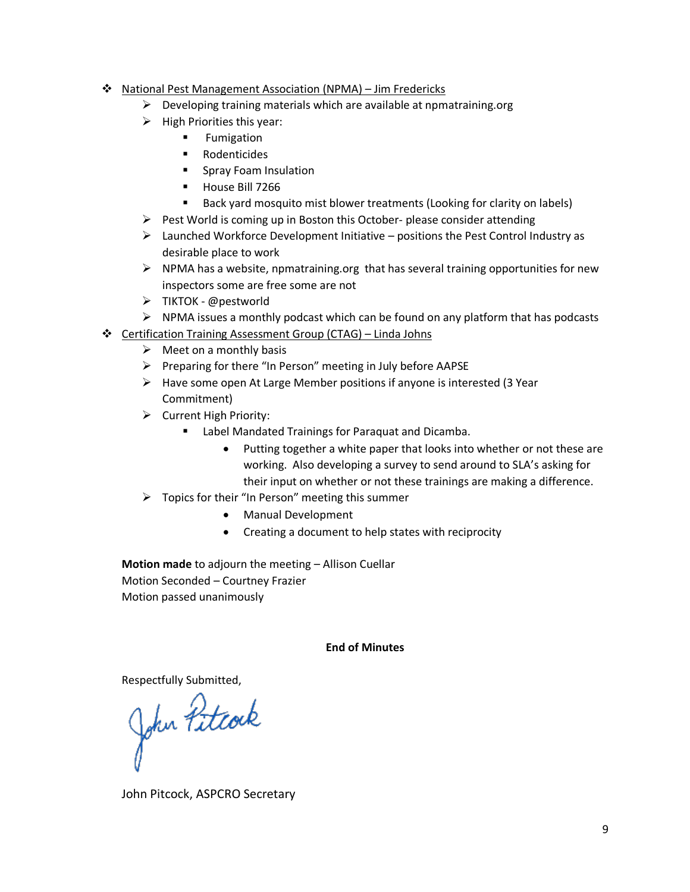- National Pest Management Association (NPMA) – Jim Fredericks
  - Developing training materials which are available at npmatraining.org
  - High Priorities this year:
    - Fumigation
    - Rodenticides
    - Spray Foam Insulation
    - House Bill 7266
    - Back yard mosquito mist blower treatments (Looking for clarity on labels)
  - Pest World is coming up in Boston this October- please consider attending
  - Launched Workforce Development Initiative – positions the Pest Control Industry as desirable place to work
  - NPMA has a website, npmatraining.org that has several training opportunities for new inspectors some are free some are not
  - TIKTOK - @pestworld
  - NPMA issues a monthly podcast which can be found on any platform that has podcasts
- Certification Training Assessment Group (CTAG) – Linda Johns
  - Meet on a monthly basis
  - Preparing for there "In Person" meeting in July before AAPSE
  - Have some open At Large Member positions if anyone is interested (3 Year Commitment)
  - Current High Priority:
    - Label Mandated Trainings for Paraquat and Dicamba.
      - Putting together a white paper that looks into whether or not these are working. Also developing a survey to send around to SLA's asking for their input on whether or not these trainings are making a difference.
  - Topics for their "In Person" meeting this summer
    - Manual Development
    - Creating a document to help states with reciprocity

**Motion made** to adjourn the meeting – Allison Cuellar
Motion Seconded – Courtney Frazier
Motion passed unanimously

**End of Minutes**

Respectfully Submitted,

John Pitcock

John Pitcock, ASPCRO Secretary